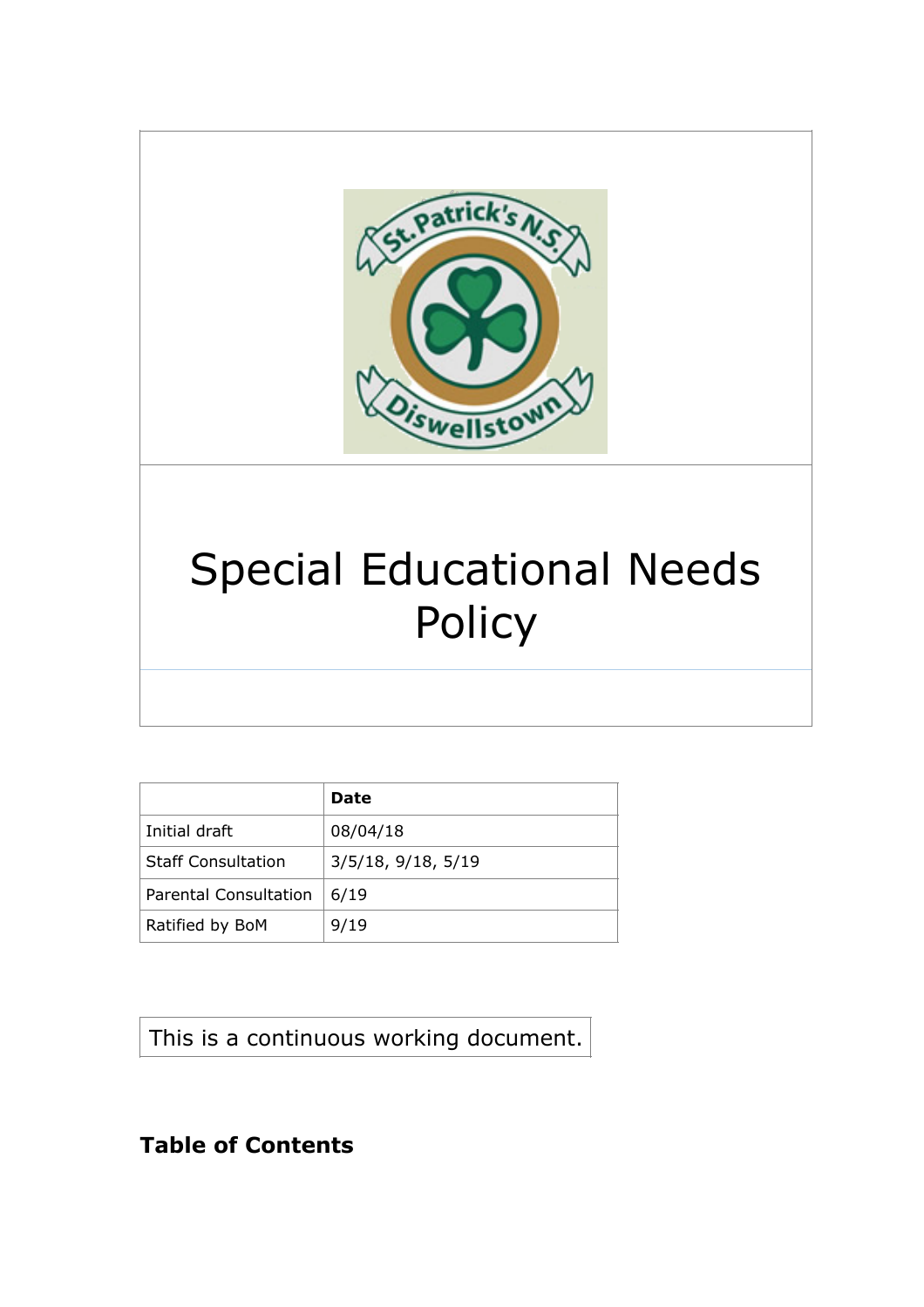# Special Educational Needs Policy

| | Date |
|---|---|
| Initial draft | 08/04/18 |
| Staff Consultation | 3/5/18, 9/18, 5/19 |
| Parental Consultation | 6/19 |
| Ratified by BoM | 9/19 |

This is a continuous working document.

**Table of Contents**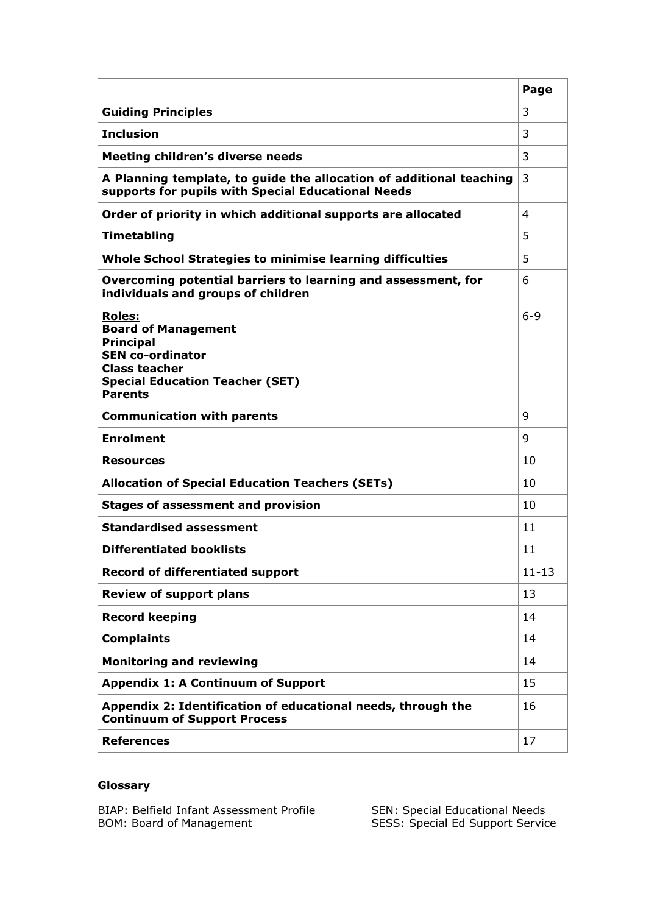| | Page |
|---|---|
| **Guiding Principles** | 3 |
| **Inclusion** | 3 |
| **Meeting children's diverse needs** | 3 |
| **A Planning template, to guide the allocation of additional teaching supports for pupils with Special Educational Needs** | 3 |
| **Order of priority in which additional supports are allocated** | 4 |
| **Timetabling** | 5 |
| **Whole School Strategies to minimise learning difficulties** | 5 |
| **Overcoming potential barriers to learning and assessment, for individuals and groups of children** | 6 |
| **Roles:**<br>**Board of Management**<br>**Principal**<br>**SEN co-ordinator**<br>**Class teacher**<br>**Special Education Teacher (SET)**<br>**Parents** | 6-9 |
| **Communication with parents** | 9 |
| **Enrolment** | 9 |
| **Resources** | 10 |
| **Allocation of Special Education Teachers (SETs)** | 10 |
| **Stages of assessment and provision** | 10 |
| **Standardised assessment** | 11 |
| **Differentiated booklists** | 11 |
| **Record of differentiated support** | 11-13 |
| **Review of support plans** | 13 |
| **Record keeping** | 14 |
| **Complaints** | 14 |
| **Monitoring and reviewing** | 14 |
| **Appendix 1: A Continuum of Support** | 15 |
| **Appendix 2: Identification of educational needs, through the Continuum of Support Process** | 16 |
| **References** | 17 |

**Glossary**

BIAP: Belfield Infant Assessment Profile
BOM: Board of Management
SEN: Special Educational Needs
SESS: Special Ed Support Service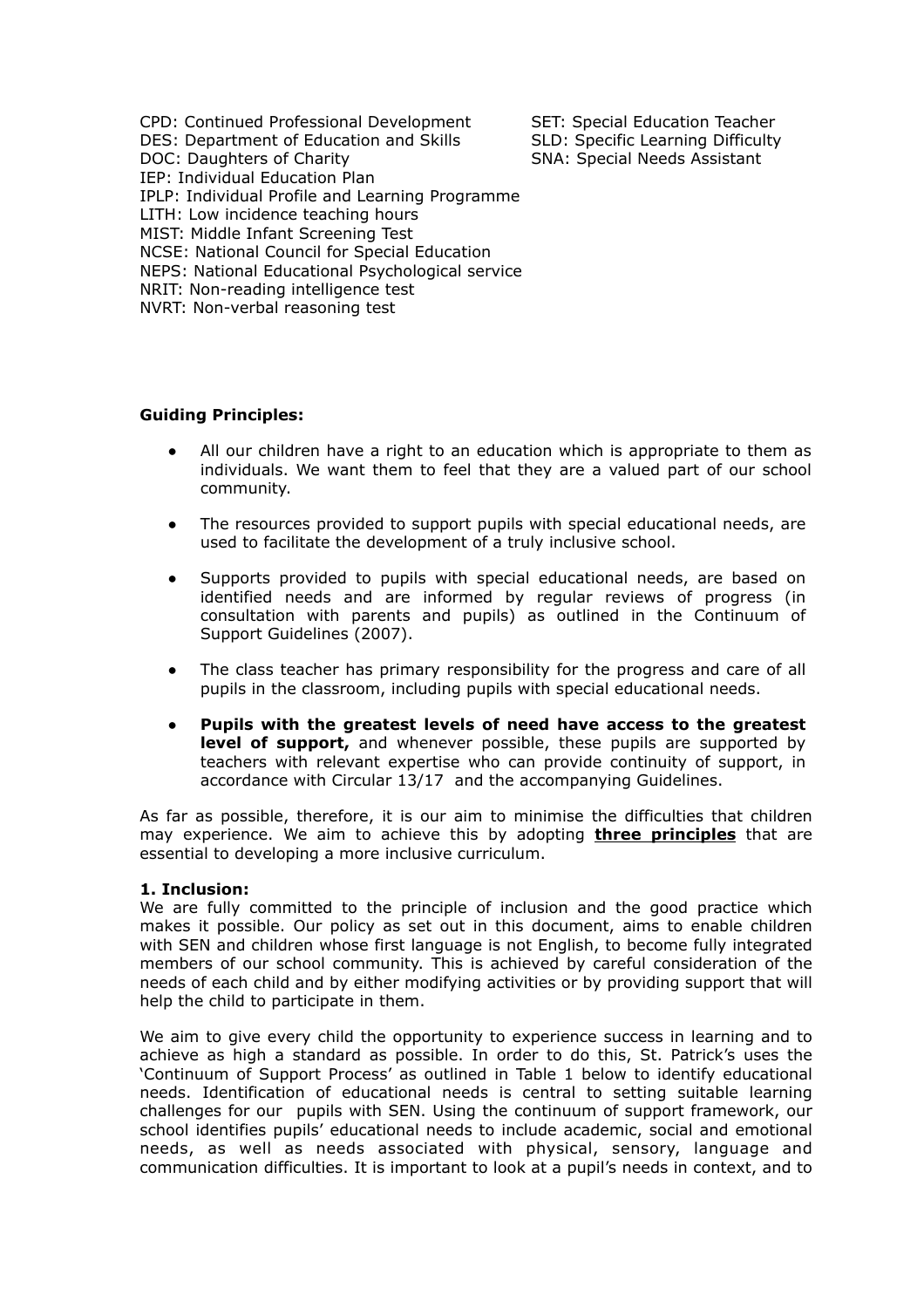CPD: Continued Professional Development
DES: Department of Education and Skills
DOC: Daughters of Charity
IEP: Individual Education Plan
IPLP: Individual Profile and Learning Programme
LITH: Low incidence teaching hours
MIST: Middle Infant Screening Test
NCSE: National Council for Special Education
NEPS: National Educational Psychological service
NRIT: Non-reading intelligence test
NVRT: Non-verbal reasoning test
SET: Special Education Teacher
SLD: Specific Learning Difficulty
SNA: Special Needs Assistant

**Guiding Principles:**

- All our children have a right to an education which is appropriate to them as individuals. We want them to feel that they are a valued part of our school community.
- The resources provided to support pupils with special educational needs, are used to facilitate the development of a truly inclusive school.
- Supports provided to pupils with special educational needs, are based on identified needs and are informed by regular reviews of progress (in consultation with parents and pupils) as outlined in the Continuum of Support Guidelines (2007).
- The class teacher has primary responsibility for the progress and care of all pupils in the classroom, including pupils with special educational needs.
- **Pupils with the greatest levels of need have access to the greatest level of support,** and whenever possible, these pupils are supported by teachers with relevant expertise who can provide continuity of support, in accordance with Circular 13/17 and the accompanying Guidelines.

As far as possible, therefore, it is our aim to minimise the difficulties that children may experience. We aim to achieve this by adopting **three principles** that are essential to developing a more inclusive curriculum.

**1. Inclusion:**

We are fully committed to the principle of inclusion and the good practice which makes it possible. Our policy as set out in this document, aims to enable children with SEN and children whose first language is not English, to become fully integrated members of our school community. This is achieved by careful consideration of the needs of each child and by either modifying activities or by providing support that will help the child to participate in them.

We aim to give every child the opportunity to experience success in learning and to achieve as high a standard as possible. In order to do this, St. Patrick's uses the 'Continuum of Support Process' as outlined in Table 1 below to identify educational needs. Identification of educational needs is central to setting suitable learning challenges for our pupils with SEN. Using the continuum of support framework, our school identifies pupils' educational needs to include academic, social and emotional needs, as well as needs associated with physical, sensory, language and communication difficulties. It is important to look at a pupil's needs in context, and to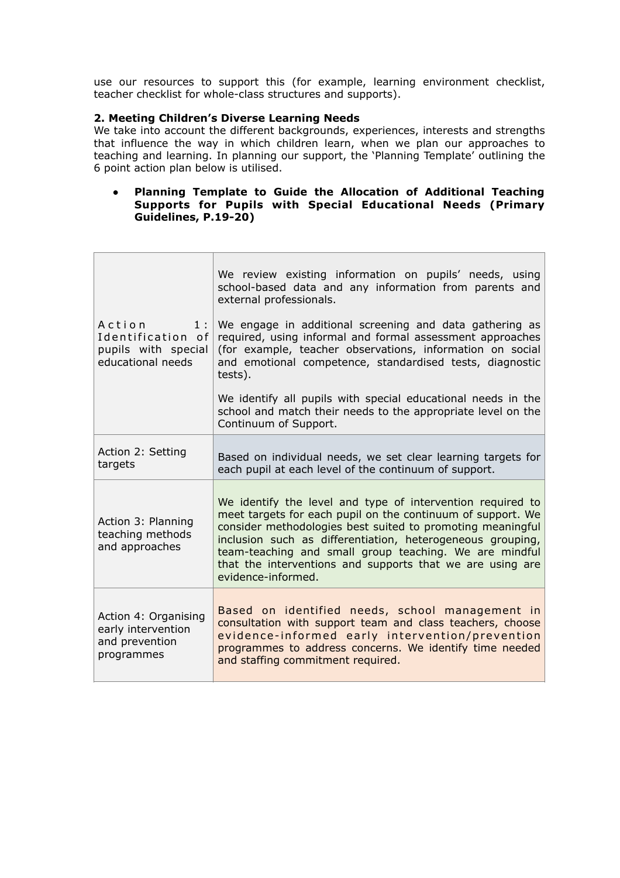use our resources to support this (for example, learning environment checklist, teacher checklist for whole-class structures and supports).

**2. Meeting Children's Diverse Learning Needs**

We take into account the different backgrounds, experiences, interests and strengths that influence the way in which children learn, when we plan our approaches to teaching and learning. In planning our support, the 'Planning Template' outlining the 6 point action plan below is utilised.

- **Planning Template to Guide the Allocation of Additional Teaching Supports for Pupils with Special Educational Needs (Primary Guidelines, P.19-20)**

| | |
|---|---|
| Action 1: Identification of pupils with special educational needs | We review existing information on pupils' needs, using school-based data and any information from parents and external professionals.<br><br>We engage in additional screening and data gathering as required, using informal and formal assessment approaches (for example, teacher observations, information on social and emotional competence, standardised tests, diagnostic tests).<br><br>We identify all pupils with special educational needs in the school and match their needs to the appropriate level on the Continuum of Support. |
| Action 2: Setting targets | Based on individual needs, we set clear learning targets for each pupil at each level of the continuum of support. |
| Action 3: Planning teaching methods and approaches | We identify the level and type of intervention required to meet targets for each pupil on the continuum of support. We consider methodologies best suited to promoting meaningful inclusion such as differentiation, heterogeneous grouping, team-teaching and small group teaching. We are mindful that the interventions and supports that we are using are evidence-informed. |
| Action 4: Organising early intervention and prevention programmes | Based on identified needs, school management in consultation with support team and class teachers, choose evidence-informed early intervention/prevention programmes to address concerns. We identify time needed and staffing commitment required. |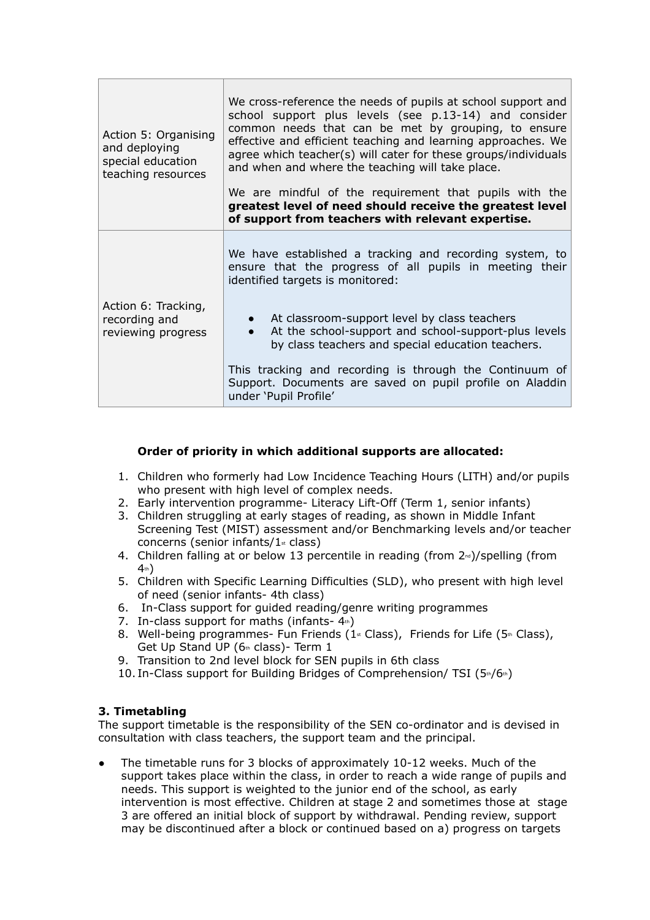| | |
|---|---|
| Action 5: Organising and deploying special education teaching resources | We cross-reference the needs of pupils at school support and school support plus levels (see p.13-14) and consider common needs that can be met by grouping, to ensure effective and efficient teaching and learning approaches. We agree which teacher(s) will cater for these groups/individuals and when and where the teaching will take place.<br><br>We are mindful of the requirement that pupils with the **greatest level of need should receive the greatest level of support from teachers with relevant expertise.** |
| Action 6: Tracking, recording and reviewing progress | We have established a tracking and recording system, to ensure that the progress of all pupils in meeting their identified targets is monitored:<br><br>• At classroom-support level by class teachers<br>• At the school-support and school-support-plus levels by class teachers and special education teachers.<br><br>This tracking and recording is through the Continuum of Support. Documents are saved on pupil profile on Aladdin under 'Pupil Profile' |

**Order of priority in which additional supports are allocated:**

1. Children who formerly had Low Incidence Teaching Hours (LITH) and/or pupils who present with high level of complex needs.
2. Early intervention programme- Literacy Lift-Off (Term 1, senior infants)
3. Children struggling at early stages of reading, as shown in Middle Infant Screening Test (MIST) assessment and/or Benchmarking levels and/or teacher concerns (senior infants/1st class)
4. Children falling at or below 13 percentile in reading (from 2nd)/spelling (from 4th)
5. Children with Specific Learning Difficulties (SLD), who present with high level of need (senior infants- 4th class)
6. In-Class support for guided reading/genre writing programmes
7. In-class support for maths (infants- 4th)
8. Well-being programmes- Fun Friends (1st Class), Friends for Life (5th Class), Get Up Stand UP (6th class)- Term 1
9. Transition to 2nd level block for SEN pupils in 6th class
10. In-Class support for Building Bridges of Comprehension/ TSI (5th/6th)

**3. Timetabling**

The support timetable is the responsibility of the SEN co-ordinator and is devised in consultation with class teachers, the support team and the principal.

- The timetable runs for 3 blocks of approximately 10-12 weeks. Much of the support takes place within the class, in order to reach a wide range of pupils and needs. This support is weighted to the junior end of the school, as early intervention is most effective. Children at stage 2 and sometimes those at stage 3 are offered an initial block of support by withdrawal. Pending review, support may be discontinued after a block or continued based on a) progress on targets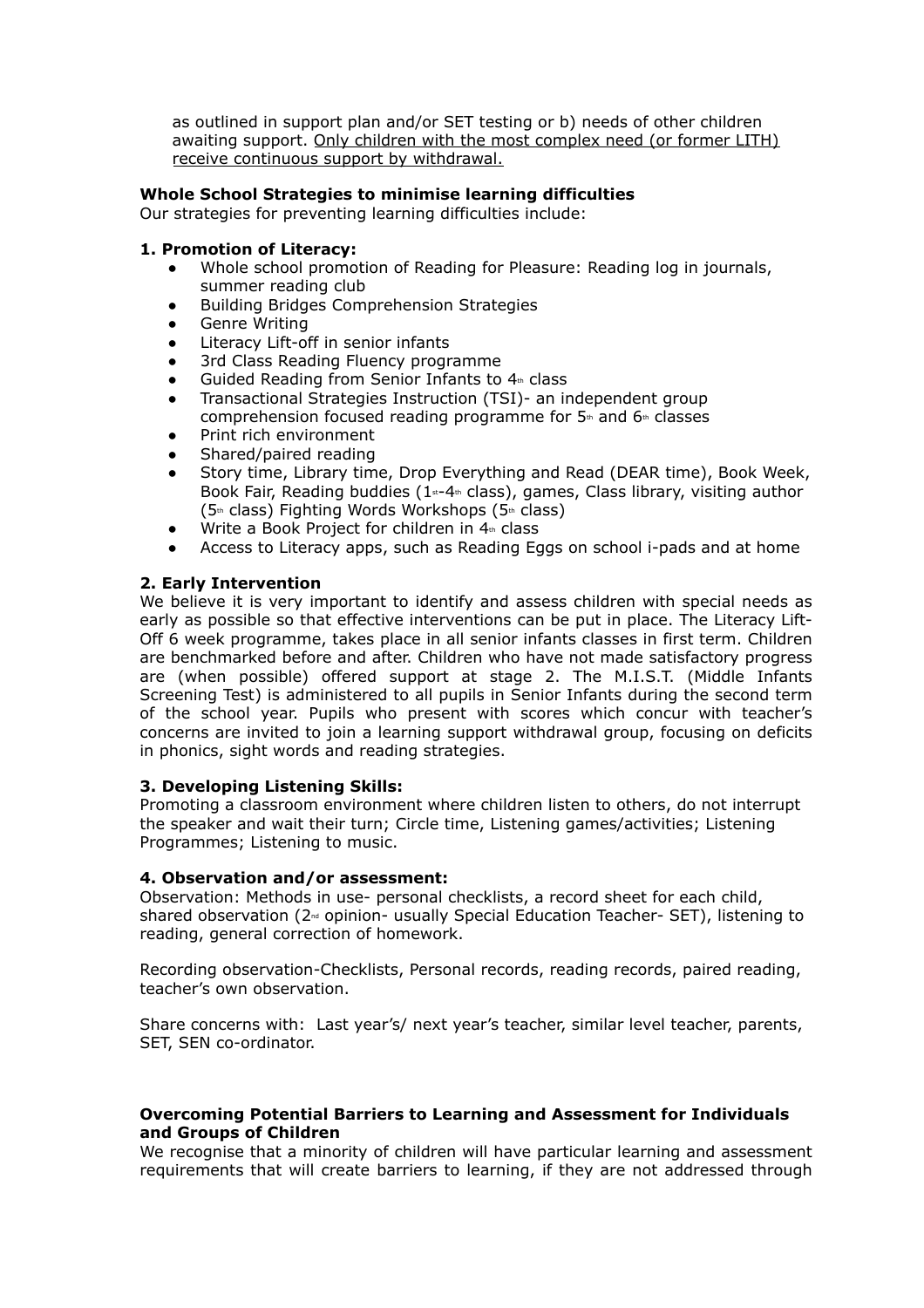as outlined in support plan and/or SET testing or b) needs of other children awaiting support. <u>Only children with the most complex need (or former LITH) receive continuous support by withdrawal.</u>

**Whole School Strategies to minimise learning difficulties**

Our strategies for preventing learning difficulties include:

**1. Promotion of Literacy:**

- Whole school promotion of Reading for Pleasure: Reading log in journals, summer reading club
- Building Bridges Comprehension Strategies
- Genre Writing
- Literacy Lift-off in senior infants
- 3rd Class Reading Fluency programme
- Guided Reading from Senior Infants to 4th class
- Transactional Strategies Instruction (TSI)- an independent group comprehension focused reading programme for 5th and 6th classes
- Print rich environment
- Shared/paired reading
- Story time, Library time, Drop Everything and Read (DEAR time), Book Week, Book Fair, Reading buddies (1st-4th class), games, Class library, visiting author (5th class) Fighting Words Workshops (5th class)
- Write a Book Project for children in 4th class
- Access to Literacy apps, such as Reading Eggs on school i-pads and at home

**2. Early Intervention**

We believe it is very important to identify and assess children with special needs as early as possible so that effective interventions can be put in place. The Literacy Lift-Off 6 week programme, takes place in all senior infants classes in first term. Children are benchmarked before and after. Children who have not made satisfactory progress are (when possible) offered support at stage 2. The M.I.S.T. (Middle Infants Screening Test) is administered to all pupils in Senior Infants during the second term of the school year. Pupils who present with scores which concur with teacher's concerns are invited to join a learning support withdrawal group, focusing on deficits in phonics, sight words and reading strategies.

**3. Developing Listening Skills:**

Promoting a classroom environment where children listen to others, do not interrupt the speaker and wait their turn; Circle time, Listening games/activities; Listening Programmes; Listening to music.

**4. Observation and/or assessment:**

Observation: Methods in use- personal checklists, a record sheet for each child, shared observation (2nd opinion- usually Special Education Teacher- SET), listening to reading, general correction of homework.

Recording observation-Checklists, Personal records, reading records, paired reading, teacher's own observation.

Share concerns with: Last year's/ next year's teacher, similar level teacher, parents, SET, SEN co-ordinator.

**Overcoming Potential Barriers to Learning and Assessment for Individuals and Groups of Children**

We recognise that a minority of children will have particular learning and assessment requirements that will create barriers to learning, if they are not addressed through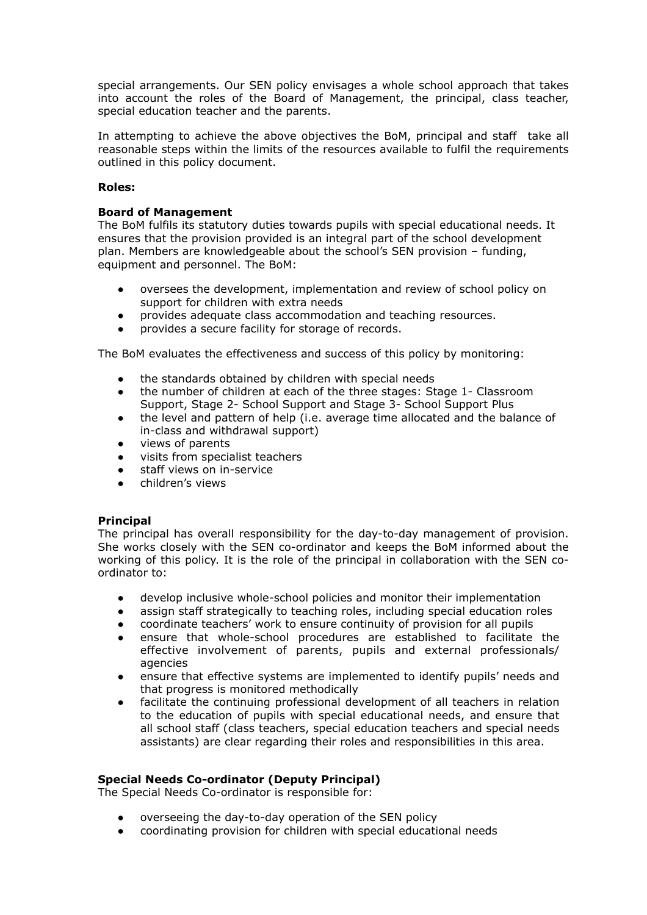special arrangements. Our SEN policy envisages a whole school approach that takes into account the roles of the Board of Management, the principal, class teacher, special education teacher and the parents.

In attempting to achieve the above objectives the BoM, principal and staff take all reasonable steps within the limits of the resources available to fulfil the requirements outlined in this policy document.

**Roles:**

**Board of Management**

The BoM fulfils its statutory duties towards pupils with special educational needs. It ensures that the provision provided is an integral part of the school development plan. Members are knowledgeable about the school's SEN provision – funding, equipment and personnel. The BoM:

- oversees the development, implementation and review of school policy on support for children with extra needs
- provides adequate class accommodation and teaching resources.
- provides a secure facility for storage of records.

The BoM evaluates the effectiveness and success of this policy by monitoring:

- the standards obtained by children with special needs
- the number of children at each of the three stages: Stage 1- Classroom Support, Stage 2- School Support and Stage 3- School Support Plus
- the level and pattern of help (i.e. average time allocated and the balance of in-class and withdrawal support)
- views of parents
- visits from specialist teachers
- staff views on in-service
- children's views

**Principal**

The principal has overall responsibility for the day-to-day management of provision. She works closely with the SEN co-ordinator and keeps the BoM informed about the working of this policy. It is the role of the principal in collaboration with the SEN co-ordinator to:

- develop inclusive whole-school policies and monitor their implementation
- assign staff strategically to teaching roles, including special education roles
- coordinate teachers' work to ensure continuity of provision for all pupils
- ensure that whole-school procedures are established to facilitate the effective involvement of parents, pupils and external professionals/ agencies
- ensure that effective systems are implemented to identify pupils' needs and that progress is monitored methodically
- facilitate the continuing professional development of all teachers in relation to the education of pupils with special educational needs, and ensure that all school staff (class teachers, special education teachers and special needs assistants) are clear regarding their roles and responsibilities in this area.

**Special Needs Co-ordinator (Deputy Principal)**

The Special Needs Co-ordinator is responsible for:

- overseeing the day-to-day operation of the SEN policy
- coordinating provision for children with special educational needs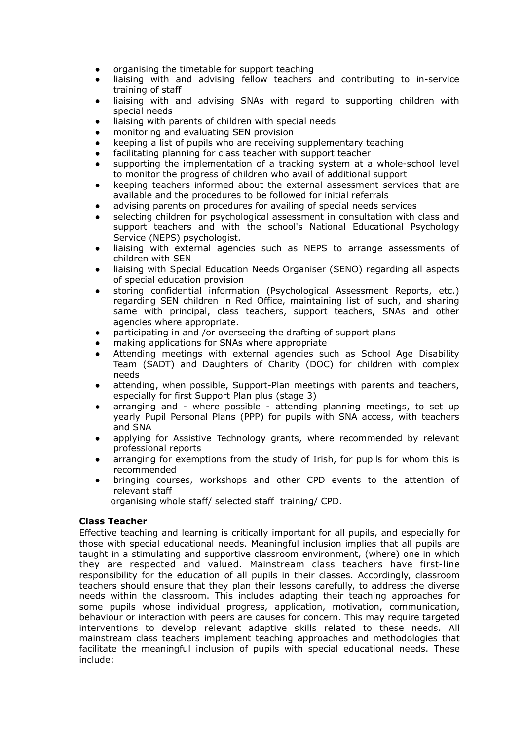- organising the timetable for support teaching
- liaising with and advising fellow teachers and contributing to in-service training of staff
- liaising with and advising SNAs with regard to supporting children with special needs
- liaising with parents of children with special needs
- monitoring and evaluating SEN provision
- keeping a list of pupils who are receiving supplementary teaching
- facilitating planning for class teacher with support teacher
- supporting the implementation of a tracking system at a whole-school level to monitor the progress of children who avail of additional support
- keeping teachers informed about the external assessment services that are available and the procedures to be followed for initial referrals
- advising parents on procedures for availing of special needs services
- selecting children for psychological assessment in consultation with class and support teachers and with the school's National Educational Psychology Service (NEPS) psychologist.
- liaising with external agencies such as NEPS to arrange assessments of children with SEN
- liaising with Special Education Needs Organiser (SENO) regarding all aspects of special education provision
- storing confidential information (Psychological Assessment Reports, etc.) regarding SEN children in Red Office, maintaining list of such, and sharing same with principal, class teachers, support teachers, SNAs and other agencies where appropriate.
- participating in and /or overseeing the drafting of support plans
- making applications for SNAs where appropriate
- Attending meetings with external agencies such as School Age Disability Team (SADT) and Daughters of Charity (DOC) for children with complex needs
- attending, when possible, Support-Plan meetings with parents and teachers, especially for first Support Plan plus (stage 3)
- arranging and - where possible - attending planning meetings, to set up yearly Pupil Personal Plans (PPP) for pupils with SNA access, with teachers and SNA
- applying for Assistive Technology grants, where recommended by relevant professional reports
- arranging for exemptions from the study of Irish, for pupils for whom this is recommended
- bringing courses, workshops and other CPD events to the attention of relevant staff

  organising whole staff/ selected staff training/ CPD.

**Class Teacher**

Effective teaching and learning is critically important for all pupils, and especially for those with special educational needs. Meaningful inclusion implies that all pupils are taught in a stimulating and supportive classroom environment, (where) one in which they are respected and valued. Mainstream class teachers have first-line responsibility for the education of all pupils in their classes. Accordingly, classroom teachers should ensure that they plan their lessons carefully, to address the diverse needs within the classroom. This includes adapting their teaching approaches for some pupils whose individual progress, application, motivation, communication, behaviour or interaction with peers are causes for concern. This may require targeted interventions to develop relevant adaptive skills related to these needs. All mainstream class teachers implement teaching approaches and methodologies that facilitate the meaningful inclusion of pupils with special educational needs. These include: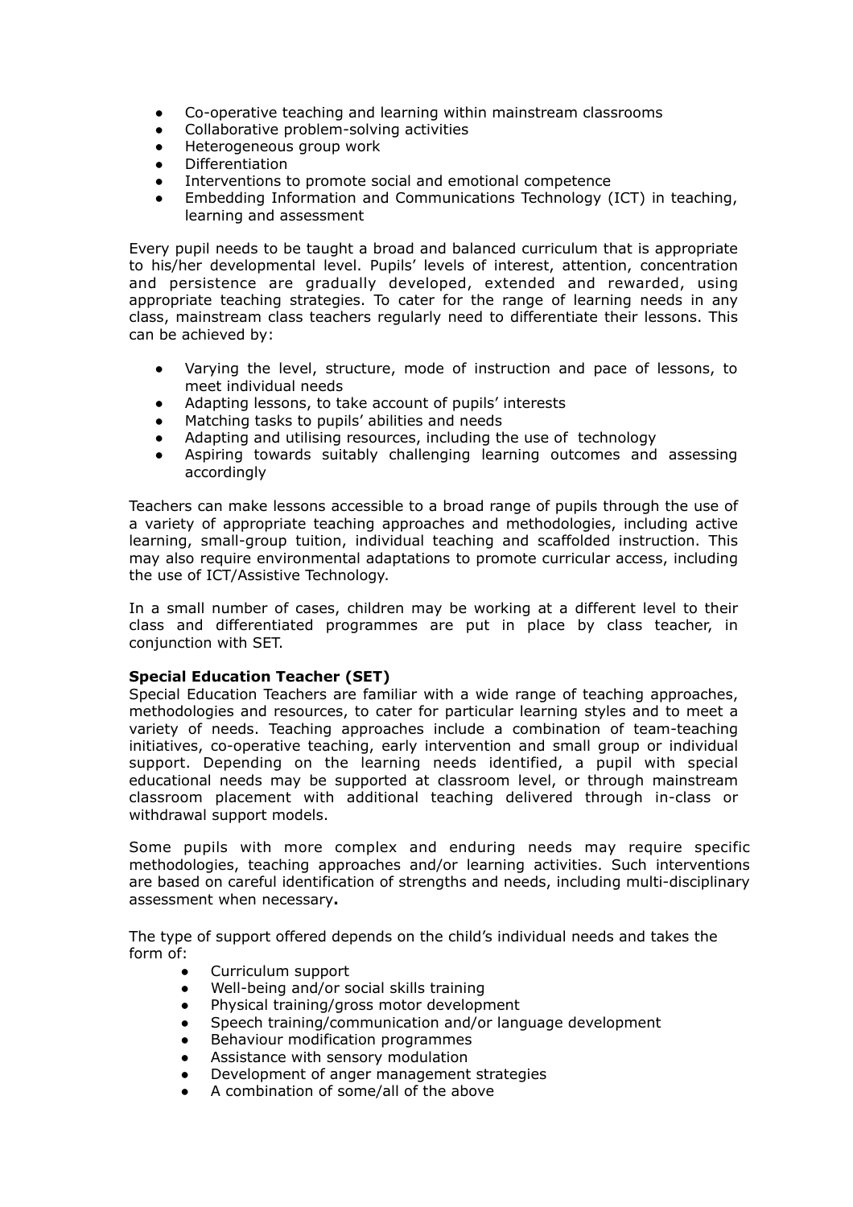- Co-operative teaching and learning within mainstream classrooms
- Collaborative problem-solving activities
- Heterogeneous group work
- Differentiation
- Interventions to promote social and emotional competence
- Embedding Information and Communications Technology (ICT) in teaching, learning and assessment

Every pupil needs to be taught a broad and balanced curriculum that is appropriate to his/her developmental level. Pupils' levels of interest, attention, concentration and persistence are gradually developed, extended and rewarded, using appropriate teaching strategies. To cater for the range of learning needs in any class, mainstream class teachers regularly need to differentiate their lessons. This can be achieved by:

- Varying the level, structure, mode of instruction and pace of lessons, to meet individual needs
- Adapting lessons, to take account of pupils' interests
- Matching tasks to pupils' abilities and needs
- Adapting and utilising resources, including the use of technology
- Aspiring towards suitably challenging learning outcomes and assessing accordingly

Teachers can make lessons accessible to a broad range of pupils through the use of a variety of appropriate teaching approaches and methodologies, including active learning, small-group tuition, individual teaching and scaffolded instruction. This may also require environmental adaptations to promote curricular access, including the use of ICT/Assistive Technology.

In a small number of cases, children may be working at a different level to their class and differentiated programmes are put in place by class teacher, in conjunction with SET.

**Special Education Teacher (SET)**
Special Education Teachers are familiar with a wide range of teaching approaches, methodologies and resources, to cater for particular learning styles and to meet a variety of needs. Teaching approaches include a combination of team-teaching initiatives, co-operative teaching, early intervention and small group or individual support. Depending on the learning needs identified, a pupil with special educational needs may be supported at classroom level, or through mainstream classroom placement with additional teaching delivered through in-class or withdrawal support models.

Some pupils with more complex and enduring needs may require specific methodologies, teaching approaches and/or learning activities. Such interventions are based on careful identification of strengths and needs, including multi-disciplinary assessment when necessary.

The type of support offered depends on the child's individual needs and takes the form of:

- Curriculum support
- Well-being and/or social skills training
- Physical training/gross motor development
- Speech training/communication and/or language development
- Behaviour modification programmes
- Assistance with sensory modulation
- Development of anger management strategies
- A combination of some/all of the above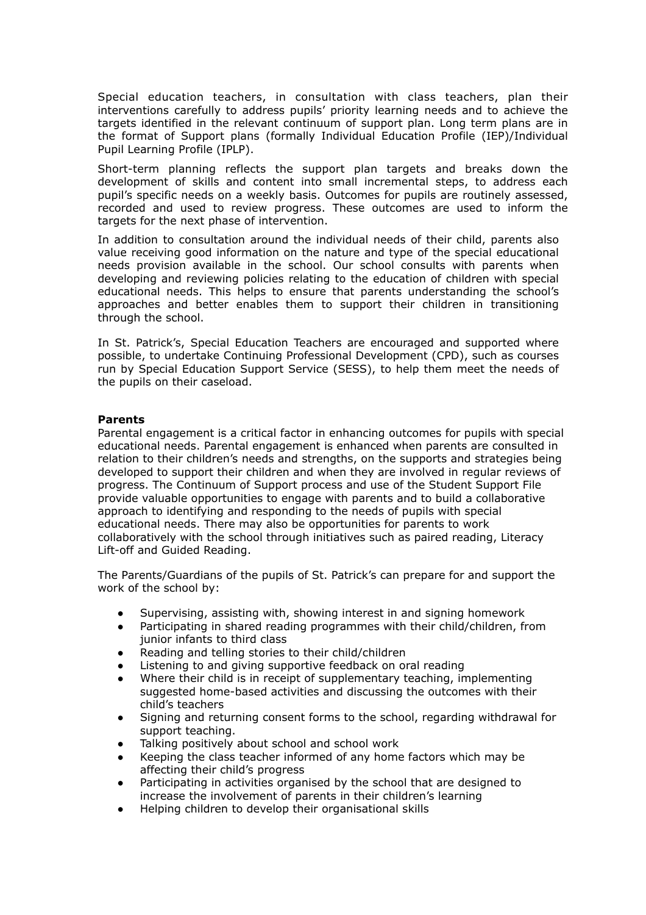Special education teachers, in consultation with class teachers, plan their interventions carefully to address pupils' priority learning needs and to achieve the targets identified in the relevant continuum of support plan. Long term plans are in the format of Support plans (formally Individual Education Profile (IEP)/Individual Pupil Learning Profile (IPLP).

Short-term planning reflects the support plan targets and breaks down the development of skills and content into small incremental steps, to address each pupil's specific needs on a weekly basis. Outcomes for pupils are routinely assessed, recorded and used to review progress. These outcomes are used to inform the targets for the next phase of intervention.

In addition to consultation around the individual needs of their child, parents also value receiving good information on the nature and type of the special educational needs provision available in the school. Our school consults with parents when developing and reviewing policies relating to the education of children with special educational needs. This helps to ensure that parents understanding the school's approaches and better enables them to support their children in transitioning through the school.

In St. Patrick's, Special Education Teachers are encouraged and supported where possible, to undertake Continuing Professional Development (CPD), such as courses run by Special Education Support Service (SESS), to help them meet the needs of the pupils on their caseload.

**Parents**

Parental engagement is a critical factor in enhancing outcomes for pupils with special educational needs. Parental engagement is enhanced when parents are consulted in relation to their children's needs and strengths, on the supports and strategies being developed to support their children and when they are involved in regular reviews of progress. The Continuum of Support process and use of the Student Support File provide valuable opportunities to engage with parents and to build a collaborative approach to identifying and responding to the needs of pupils with special educational needs. There may also be opportunities for parents to work collaboratively with the school through initiatives such as paired reading, Literacy Lift-off and Guided Reading.

The Parents/Guardians of the pupils of St. Patrick's can prepare for and support the work of the school by:

- Supervising, assisting with, showing interest in and signing homework
- Participating in shared reading programmes with their child/children, from junior infants to third class
- Reading and telling stories to their child/children
- Listening to and giving supportive feedback on oral reading
- Where their child is in receipt of supplementary teaching, implementing suggested home-based activities and discussing the outcomes with their child's teachers
- Signing and returning consent forms to the school, regarding withdrawal for support teaching.
- Talking positively about school and school work
- Keeping the class teacher informed of any home factors which may be affecting their child's progress
- Participating in activities organised by the school that are designed to increase the involvement of parents in their children's learning
- Helping children to develop their organisational skills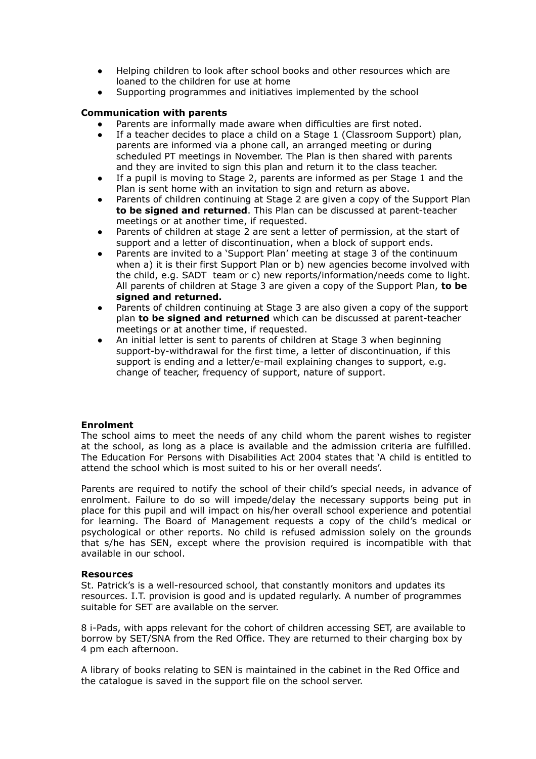- Helping children to look after school books and other resources which are loaned to the children for use at home
- Supporting programmes and initiatives implemented by the school

**Communication with parents**

- Parents are informally made aware when difficulties are first noted.
- If a teacher decides to place a child on a Stage 1 (Classroom Support) plan, parents are informed via a phone call, an arranged meeting or during scheduled PT meetings in November. The Plan is then shared with parents and they are invited to sign this plan and return it to the class teacher.
- If a pupil is moving to Stage 2, parents are informed as per Stage 1 and the Plan is sent home with an invitation to sign and return as above.
- Parents of children continuing at Stage 2 are given a copy of the Support Plan **to be signed and returned**. This Plan can be discussed at parent-teacher meetings or at another time, if requested.
- Parents of children at stage 2 are sent a letter of permission, at the start of support and a letter of discontinuation, when a block of support ends.
- Parents are invited to a 'Support Plan' meeting at stage 3 of the continuum when a) it is their first Support Plan or b) new agencies become involved with the child, e.g. SADT team or c) new reports/information/needs come to light. All parents of children at Stage 3 are given a copy of the Support Plan, **to be signed and returned.**
- Parents of children continuing at Stage 3 are also given a copy of the support plan **to be signed and returned** which can be discussed at parent-teacher meetings or at another time, if requested.
- An initial letter is sent to parents of children at Stage 3 when beginning support-by-withdrawal for the first time, a letter of discontinuation, if this support is ending and a letter/e-mail explaining changes to support, e.g. change of teacher, frequency of support, nature of support.

**Enrolment**

The school aims to meet the needs of any child whom the parent wishes to register at the school, as long as a place is available and the admission criteria are fulfilled. The Education For Persons with Disabilities Act 2004 states that 'A child is entitled to attend the school which is most suited to his or her overall needs'.

Parents are required to notify the school of their child's special needs, in advance of enrolment. Failure to do so will impede/delay the necessary supports being put in place for this pupil and will impact on his/her overall school experience and potential for learning. The Board of Management requests a copy of the child's medical or psychological or other reports. No child is refused admission solely on the grounds that s/he has SEN, except where the provision required is incompatible with that available in our school.

**Resources**

St. Patrick's is a well-resourced school, that constantly monitors and updates its resources. I.T. provision is good and is updated regularly. A number of programmes suitable for SET are available on the server.

8 i-Pads, with apps relevant for the cohort of children accessing SET, are available to borrow by SET/SNA from the Red Office. They are returned to their charging box by 4 pm each afternoon.

A library of books relating to SEN is maintained in the cabinet in the Red Office and the catalogue is saved in the support file on the school server.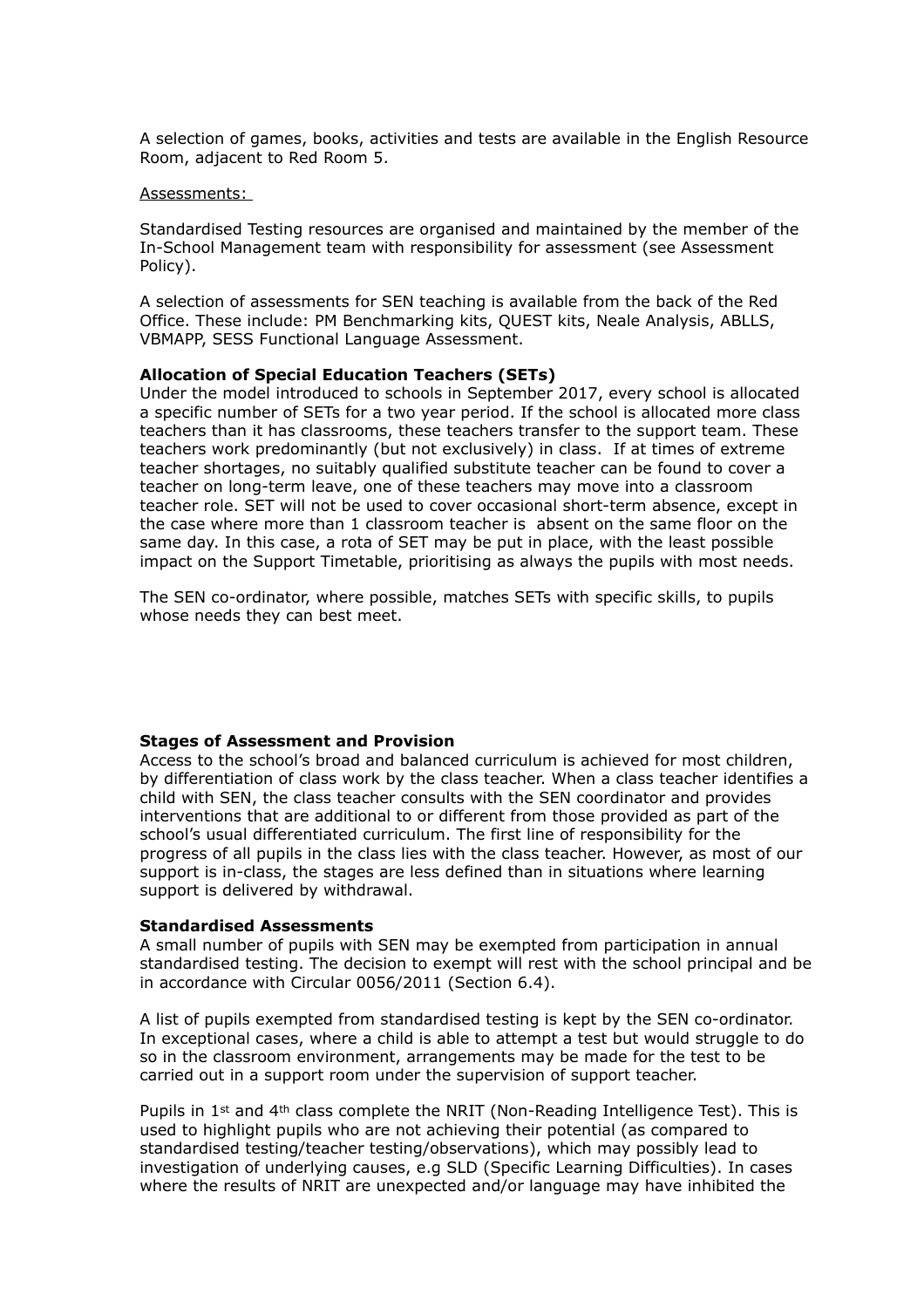A selection of games, books, activities and tests are available in the English Resource Room, adjacent to Red Room 5.

<u>Assessments:</u>

Standardised Testing resources are organised and maintained by the member of the In-School Management team with responsibility for assessment (see Assessment Policy).

A selection of assessments for SEN teaching is available from the back of the Red Office. These include: PM Benchmarking kits, QUEST kits, Neale Analysis, ABLLS, VBMAPP, SESS Functional Language Assessment.

**Allocation of Special Education Teachers (SETs)**

Under the model introduced to schools in September 2017, every school is allocated a specific number of SETs for a two year period. If the school is allocated more class teachers than it has classrooms, these teachers transfer to the support team. These teachers work predominantly (but not exclusively) in class. If at times of extreme teacher shortages, no suitably qualified substitute teacher can be found to cover a teacher on long-term leave, one of these teachers may move into a classroom teacher role. SET will not be used to cover occasional short-term absence, except in the case where more than 1 classroom teacher is absent on the same floor on the same day. In this case, a rota of SET may be put in place, with the least possible impact on the Support Timetable, prioritising as always the pupils with most needs.

The SEN co-ordinator, where possible, matches SETs with specific skills, to pupils whose needs they can best meet.

**Stages of Assessment and Provision**

Access to the school's broad and balanced curriculum is achieved for most children, by differentiation of class work by the class teacher. When a class teacher identifies a child with SEN, the class teacher consults with the SEN coordinator and provides interventions that are additional to or different from those provided as part of the school's usual differentiated curriculum. The first line of responsibility for the progress of all pupils in the class lies with the class teacher. However, as most of our support is in-class, the stages are less defined than in situations where learning support is delivered by withdrawal.

**Standardised Assessments**

A small number of pupils with SEN may be exempted from participation in annual standardised testing. The decision to exempt will rest with the school principal and be in accordance with Circular 0056/2011 (Section 6.4).

A list of pupils exempted from standardised testing is kept by the SEN co-ordinator. In exceptional cases, where a child is able to attempt a test but would struggle to do so in the classroom environment, arrangements may be made for the test to be carried out in a support room under the supervision of support teacher.

Pupils in 1st and 4th class complete the NRIT (Non-Reading Intelligence Test). This is used to highlight pupils who are not achieving their potential (as compared to standardised testing/teacher testing/observations), which may possibly lead to investigation of underlying causes, e.g SLD (Specific Learning Difficulties). In cases where the results of NRIT are unexpected and/or language may have inhibited the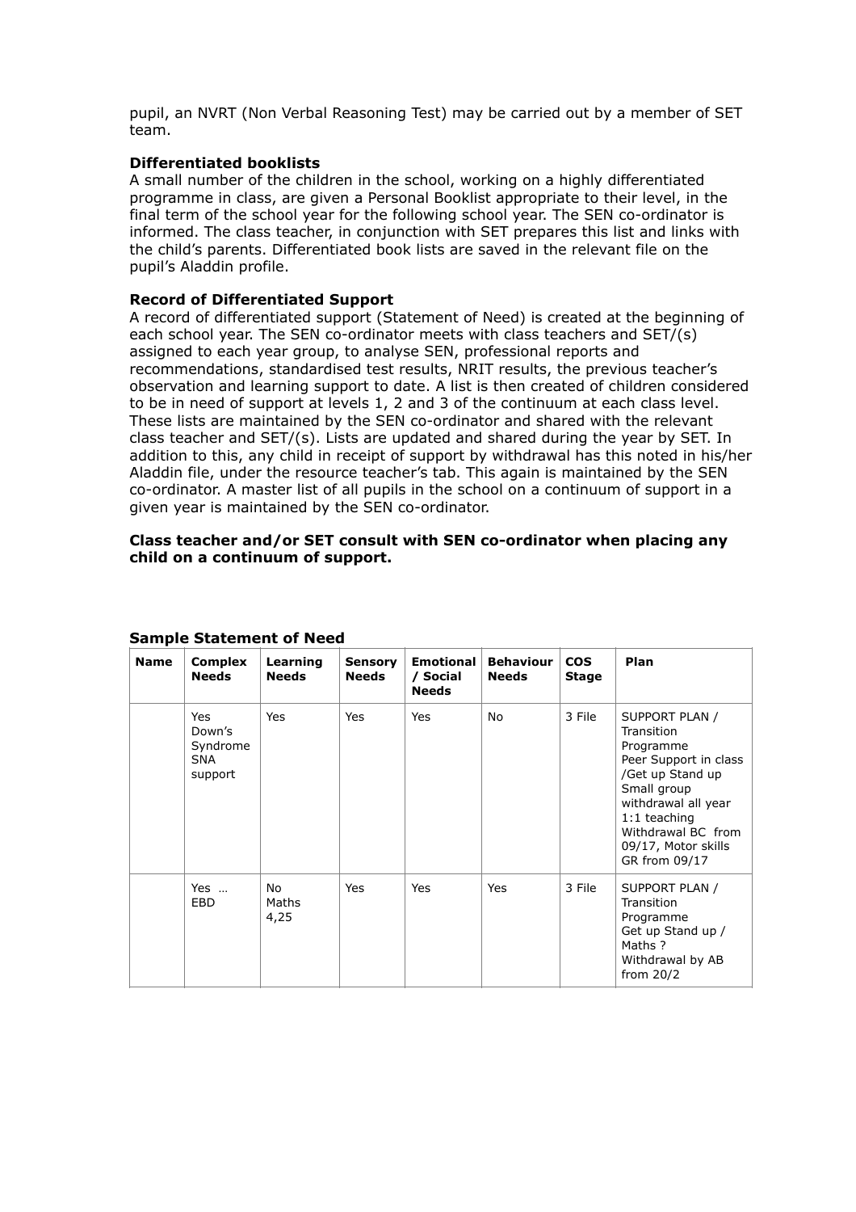pupil, an NVRT (Non Verbal Reasoning Test) may be carried out by a member of SET team.

**Differentiated booklists**
A small number of the children in the school, working on a highly differentiated programme in class, are given a Personal Booklist appropriate to their level, in the final term of the school year for the following school year. The SEN co-ordinator is informed. The class teacher, in conjunction with SET prepares this list and links with the child's parents. Differentiated book lists are saved in the relevant file on the pupil's Aladdin profile.

**Record of Differentiated Support**
A record of differentiated support (Statement of Need) is created at the beginning of each school year. The SEN co-ordinator meets with class teachers and SET/(s) assigned to each year group, to analyse SEN, professional reports and recommendations, standardised test results, NRIT results, the previous teacher's observation and learning support to date. A list is then created of children considered to be in need of support at levels 1, 2 and 3 of the continuum at each class level. These lists are maintained by the SEN co-ordinator and shared with the relevant class teacher and SET/(s). Lists are updated and shared during the year by SET. In addition to this, any child in receipt of support by withdrawal has this noted in his/her Aladdin file, under the resource teacher's tab. This again is maintained by the SEN co-ordinator. A master list of all pupils in the school on a continuum of support in a given year is maintained by the SEN co-ordinator.

**Class teacher and/or SET consult with SEN co-ordinator when placing any child on a continuum of support.**

**Sample Statement of Need**

| Name | Complex Needs | Learning Needs | Sensory Needs | Emotional / Social Needs | Behaviour Needs | COS Stage | Plan |
|---|---|---|---|---|---|---|---|
| | Yes Down's Syndrome SNA support | Yes | Yes | Yes | No | 3 File | SUPPORT PLAN / Transition Programme Peer Support in class /Get up Stand up Small group withdrawal all year 1:1 teaching Withdrawal BC from 09/17, Motor skills GR from 09/17 |
| | Yes … EBD | No Maths 4,25 | Yes | Yes | Yes | 3 File | SUPPORT PLAN / Transition Programme Get up Stand up / Maths ? Withdrawal by AB from 20/2 |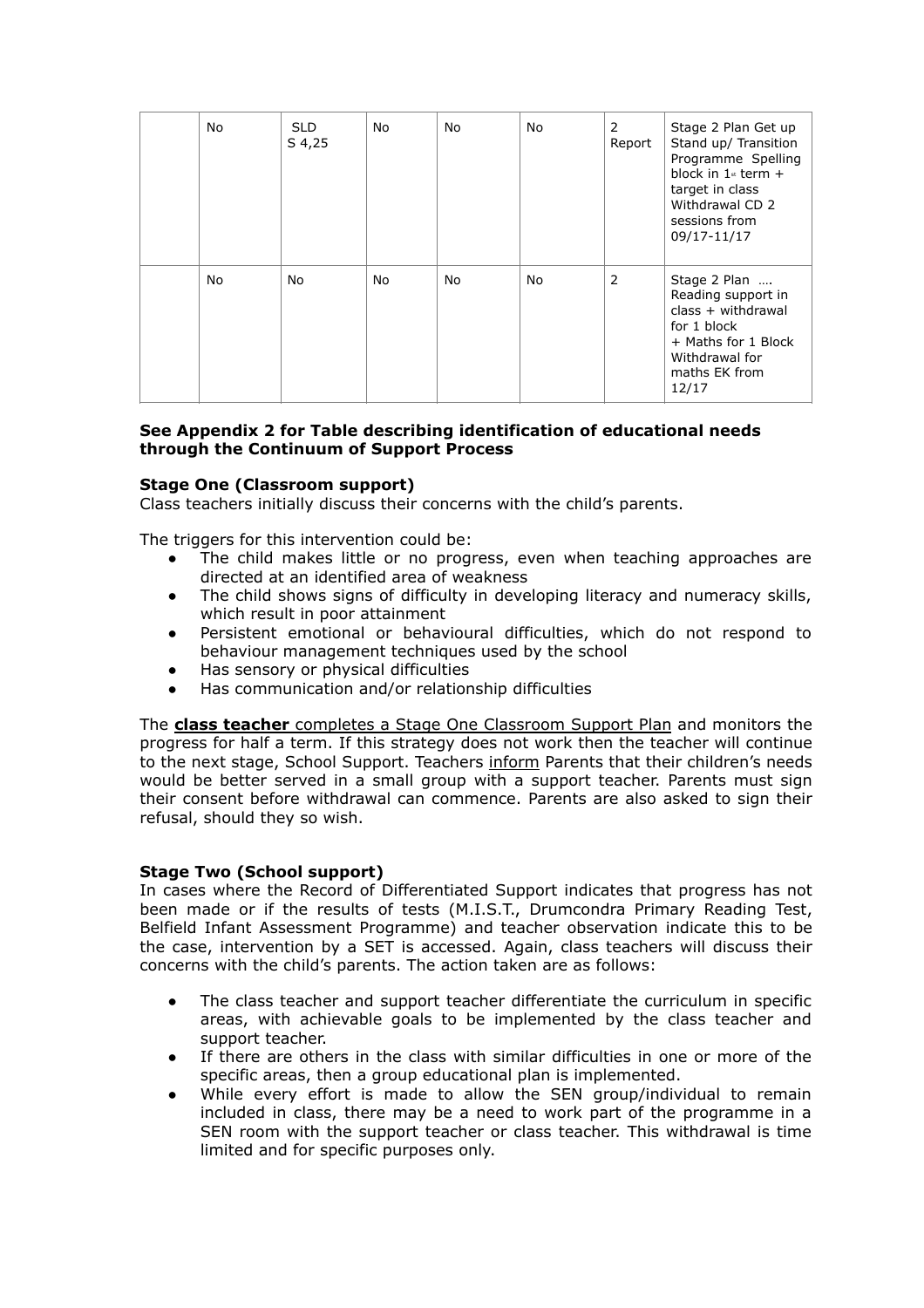|  | No | SLD S 4,25 | No | No | No | 2 Report | Stage 2 Plan Get up Stand up/ Transition Programme Spelling block in 1st term + target in class Withdrawal CD 2 sessions from 09/17-11/17 |
|---|---|---|---|---|---|---|---|
|  | No | No | No | No | No | 2 | Stage 2 Plan …. Reading support in class + withdrawal for 1 block + Maths for 1 Block Withdrawal for maths EK from 12/17 |

**See Appendix 2 for Table describing identification of educational needs through the Continuum of Support Process**

**Stage One (Classroom support)**

Class teachers initially discuss their concerns with the child's parents.

The triggers for this intervention could be:

- The child makes little or no progress, even when teaching approaches are directed at an identified area of weakness
- The child shows signs of difficulty in developing literacy and numeracy skills, which result in poor attainment
- Persistent emotional or behavioural difficulties, which do not respond to behaviour management techniques used by the school
- Has sensory or physical difficulties
- Has communication and/or relationship difficulties

The **class teacher** completes a Stage One Classroom Support Plan and monitors the progress for half a term. If this strategy does not work then the teacher will continue to the next stage, School Support. Teachers inform Parents that their children's needs would be better served in a small group with a support teacher. Parents must sign their consent before withdrawal can commence. Parents are also asked to sign their refusal, should they so wish.

**Stage Two (School support)**

In cases where the Record of Differentiated Support indicates that progress has not been made or if the results of tests (M.I.S.T., Drumcondra Primary Reading Test, Belfield Infant Assessment Programme) and teacher observation indicate this to be the case, intervention by a SET is accessed. Again, class teachers will discuss their concerns with the child's parents. The action taken are as follows:

- The class teacher and support teacher differentiate the curriculum in specific areas, with achievable goals to be implemented by the class teacher and support teacher.
- If there are others in the class with similar difficulties in one or more of the specific areas, then a group educational plan is implemented.
- While every effort is made to allow the SEN group/individual to remain included in class, there may be a need to work part of the programme in a SEN room with the support teacher or class teacher. This withdrawal is time limited and for specific purposes only.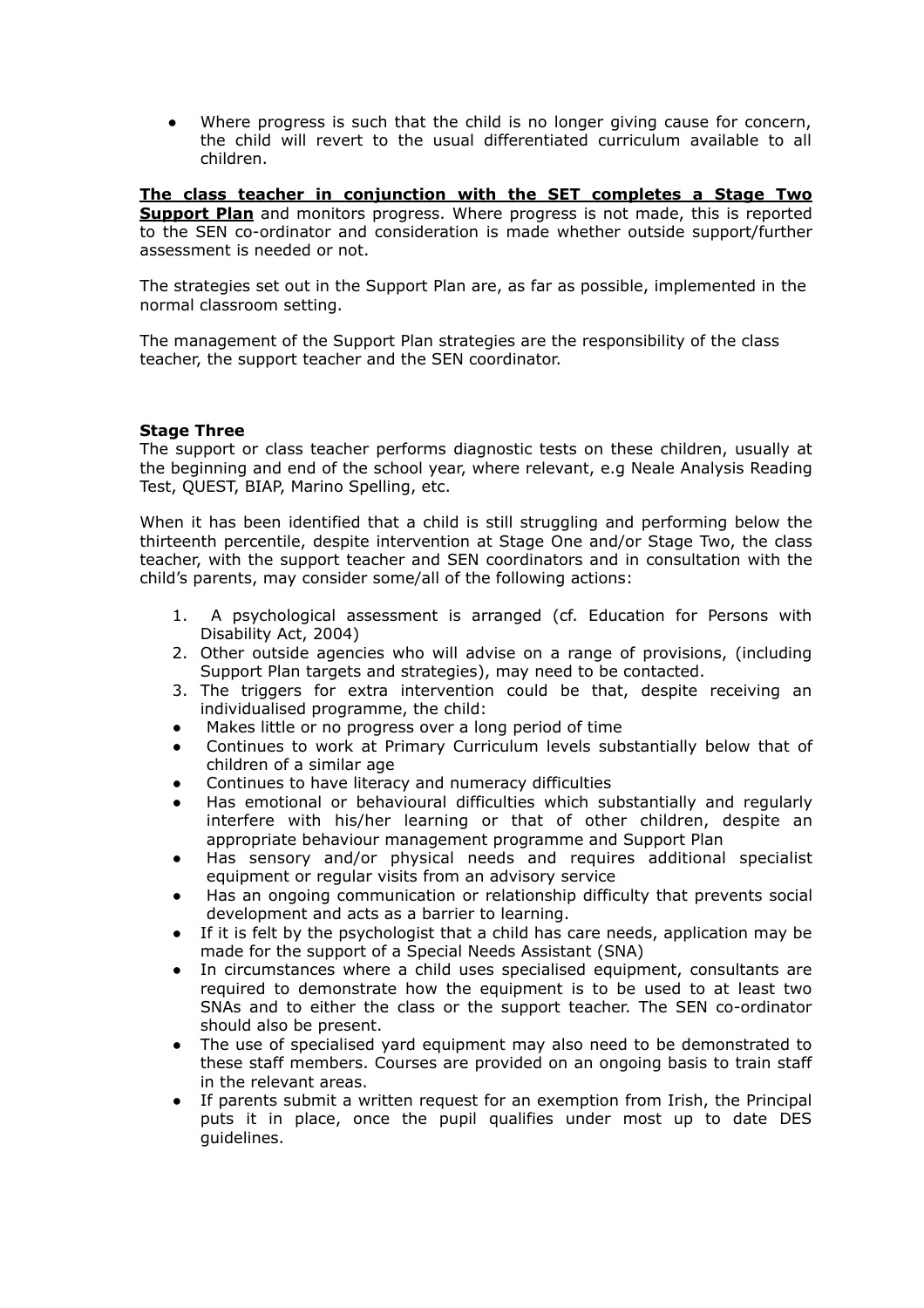- Where progress is such that the child is no longer giving cause for concern, the child will revert to the usual differentiated curriculum available to all children.

**The class teacher in conjunction with the SET completes a Stage Two Support Plan** and monitors progress. Where progress is not made, this is reported to the SEN co-ordinator and consideration is made whether outside support/further assessment is needed or not.

The strategies set out in the Support Plan are, as far as possible, implemented in the normal classroom setting.

The management of the Support Plan strategies are the responsibility of the class teacher, the support teacher and the SEN coordinator.

**Stage Three**

The support or class teacher performs diagnostic tests on these children, usually at the beginning and end of the school year, where relevant, e.g Neale Analysis Reading Test, QUEST, BIAP, Marino Spelling, etc.

When it has been identified that a child is still struggling and performing below the thirteenth percentile, despite intervention at Stage One and/or Stage Two, the class teacher, with the support teacher and SEN coordinators and in consultation with the child's parents, may consider some/all of the following actions:

1. A psychological assessment is arranged (cf. Education for Persons with Disability Act, 2004)
2. Other outside agencies who will advise on a range of provisions, (including Support Plan targets and strategies), may need to be contacted.
3. The triggers for extra intervention could be that, despite receiving an individualised programme, the child:

- Makes little or no progress over a long period of time
- Continues to work at Primary Curriculum levels substantially below that of children of a similar age
- Continues to have literacy and numeracy difficulties
- Has emotional or behavioural difficulties which substantially and regularly interfere with his/her learning or that of other children, despite an appropriate behaviour management programme and Support Plan
- Has sensory and/or physical needs and requires additional specialist equipment or regular visits from an advisory service
- Has an ongoing communication or relationship difficulty that prevents social development and acts as a barrier to learning.
- If it is felt by the psychologist that a child has care needs, application may be made for the support of a Special Needs Assistant (SNA)
- In circumstances where a child uses specialised equipment, consultants are required to demonstrate how the equipment is to be used to at least two SNAs and to either the class or the support teacher. The SEN co-ordinator should also be present.
- The use of specialised yard equipment may also need to be demonstrated to these staff members. Courses are provided on an ongoing basis to train staff in the relevant areas.
- If parents submit a written request for an exemption from Irish, the Principal puts it in place, once the pupil qualifies under most up to date DES guidelines.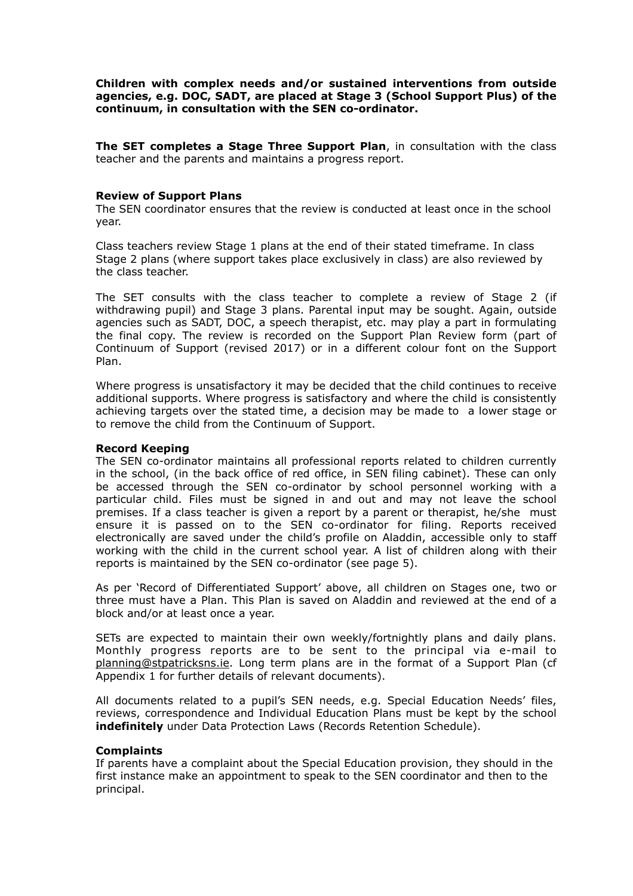**Children with complex needs and/or sustained interventions from outside agencies, e.g. DOC, SADT, are placed at Stage 3 (School Support Plus) of the continuum, in consultation with the SEN co-ordinator.**

**The SET completes a Stage Three Support Plan**, in consultation with the class teacher and the parents and maintains a progress report.

**Review of Support Plans**

The SEN coordinator ensures that the review is conducted at least once in the school year.

Class teachers review Stage 1 plans at the end of their stated timeframe. In class Stage 2 plans (where support takes place exclusively in class) are also reviewed by the class teacher.

The SET consults with the class teacher to complete a review of Stage 2 (if withdrawing pupil) and Stage 3 plans. Parental input may be sought. Again, outside agencies such as SADT, DOC, a speech therapist, etc. may play a part in formulating the final copy. The review is recorded on the Support Plan Review form (part of Continuum of Support (revised 2017) or in a different colour font on the Support Plan.

Where progress is unsatisfactory it may be decided that the child continues to receive additional supports. Where progress is satisfactory and where the child is consistently achieving targets over the stated time, a decision may be made to  a lower stage or to remove the child from the Continuum of Support.

**Record Keeping**

The SEN co-ordinator maintains all professional reports related to children currently in the school, (in the back office of red office, in SEN filing cabinet). These can only be accessed through the SEN co-ordinator by school personnel working with a particular child. Files must be signed in and out and may not leave the school premises. If a class teacher is given a report by a parent or therapist, he/she must ensure it is passed on to the SEN co-ordinator for filing. Reports received electronically are saved under the child's profile on Aladdin, accessible only to staff working with the child in the current school year. A list of children along with their reports is maintained by the SEN co-ordinator (see page 5).

As per 'Record of Differentiated Support' above, all children on Stages one, two or three must have a Plan. This Plan is saved on Aladdin and reviewed at the end of a block and/or at least once a year.

SETs are expected to maintain their own weekly/fortnightly plans and daily plans. Monthly progress reports are to be sent to the principal via e-mail to planning@stpatricksns.ie. Long term plans are in the format of a Support Plan (cf Appendix 1 for further details of relevant documents).

All documents related to a pupil's SEN needs, e.g. Special Education Needs' files, reviews, correspondence and Individual Education Plans must be kept by the school **indefinitely** under Data Protection Laws (Records Retention Schedule).

**Complaints**

If parents have a complaint about the Special Education provision, they should in the first instance make an appointment to speak to the SEN coordinator and then to the principal.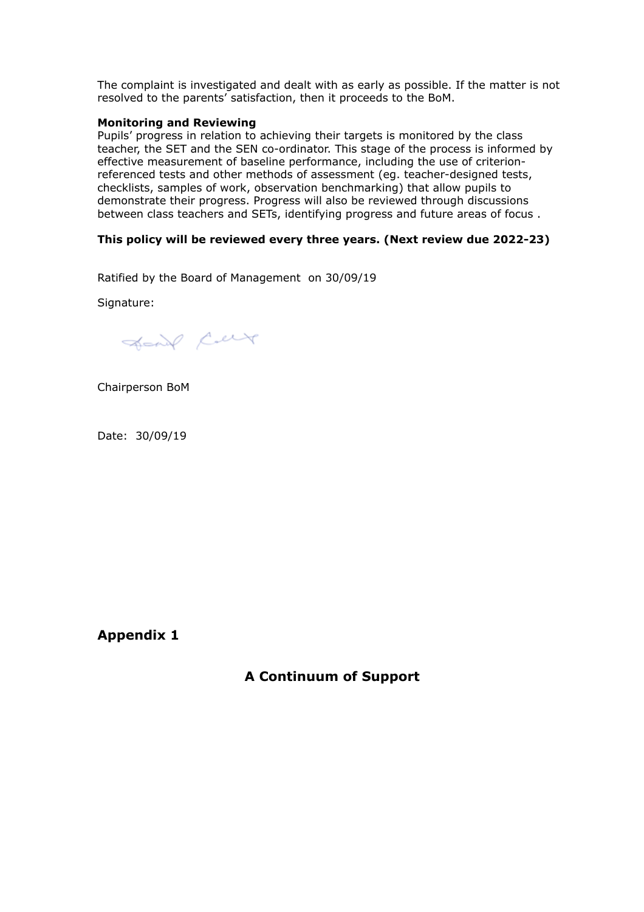The complaint is investigated and dealt with as early as possible. If the matter is not resolved to the parents' satisfaction, then it proceeds to the BoM.

**Monitoring and Reviewing**

Pupils' progress in relation to achieving their targets is monitored by the class teacher, the SET and the SEN co-ordinator. This stage of the process is informed by effective measurement of baseline performance, including the use of criterion-referenced tests and other methods of assessment (eg. teacher-designed tests, checklists, samples of work, observation benchmarking) that allow pupils to demonstrate their progress. Progress will also be reviewed through discussions between class teachers and SETs, identifying progress and future areas of focus .

**This policy will be reviewed every three years. (Next review due 2022-23)**

Ratified by the Board of Management on 30/09/19

Signature:

Chairperson BoM

Date: 30/09/19

## Appendix 1

### A Continuum of Support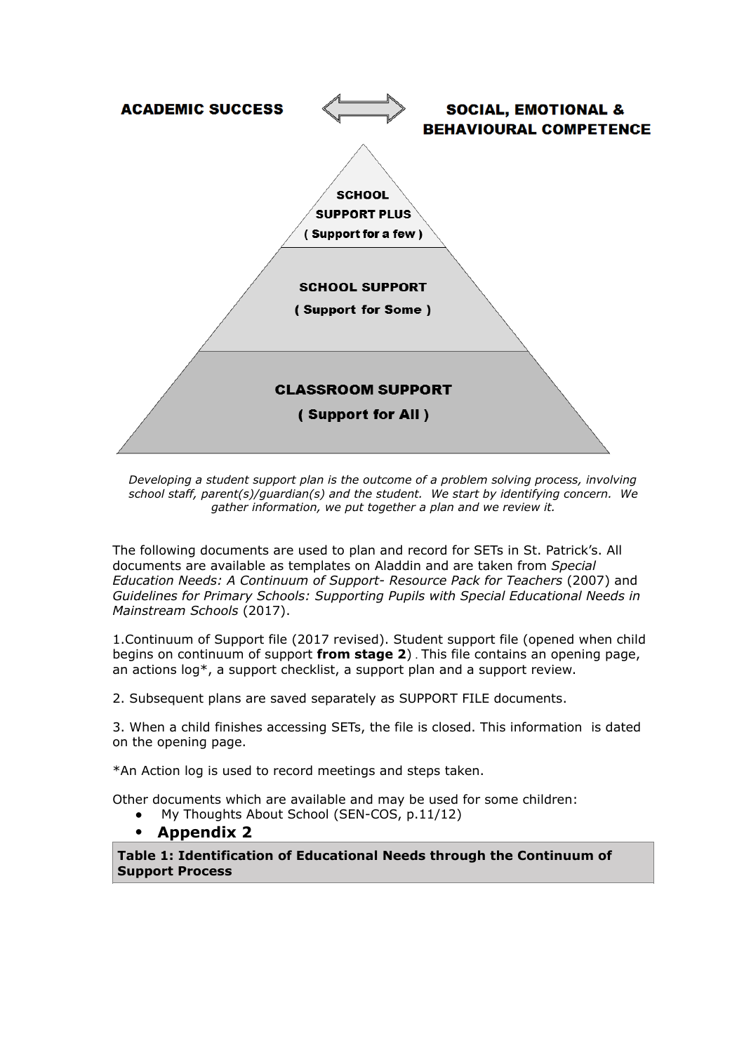**ACADEMIC SUCCESS** ⟺ **SOCIAL, EMOTIONAL & BEHAVIOURAL COMPETENCE**

**SCHOOL SUPPORT PLUS**
**( Support for a few )**

**SCHOOL SUPPORT**
**( Support for Some )**

**CLASSROOM SUPPORT**
**( Support for All )**

*Developing a student support plan is the outcome of a problem solving process, involving school staff, parent(s)/guardian(s) and the student. We start by identifying concern. We gather information, we put together a plan and we review it.*

The following documents are used to plan and record for SETs in St. Patrick's. All documents are available as templates on Aladdin and are taken from *Special Education Needs: A Continuum of Support- Resource Pack for Teachers* (2007) and *Guidelines for Primary Schools: Supporting Pupils with Special Educational Needs in Mainstream Schools* (2017).

1.Continuum of Support file (2017 revised). Student support file (opened when child begins on continuum of support **from stage 2**) . This file contains an opening page, an actions log*, a support checklist, a support plan and a support review.

2. Subsequent plans are saved separately as SUPPORT FILE documents.

3. When a child finishes accessing SETs, the file is closed. This information is dated on the opening page.

*An Action log is used to record meetings and steps taken.

Other documents which are available and may be used for some children:

- My Thoughts About School (SEN-COS, p.11/12)
- **Appendix 2**

| **Table 1: Identification of Educational Needs through the Continuum of Support Process** |
|---|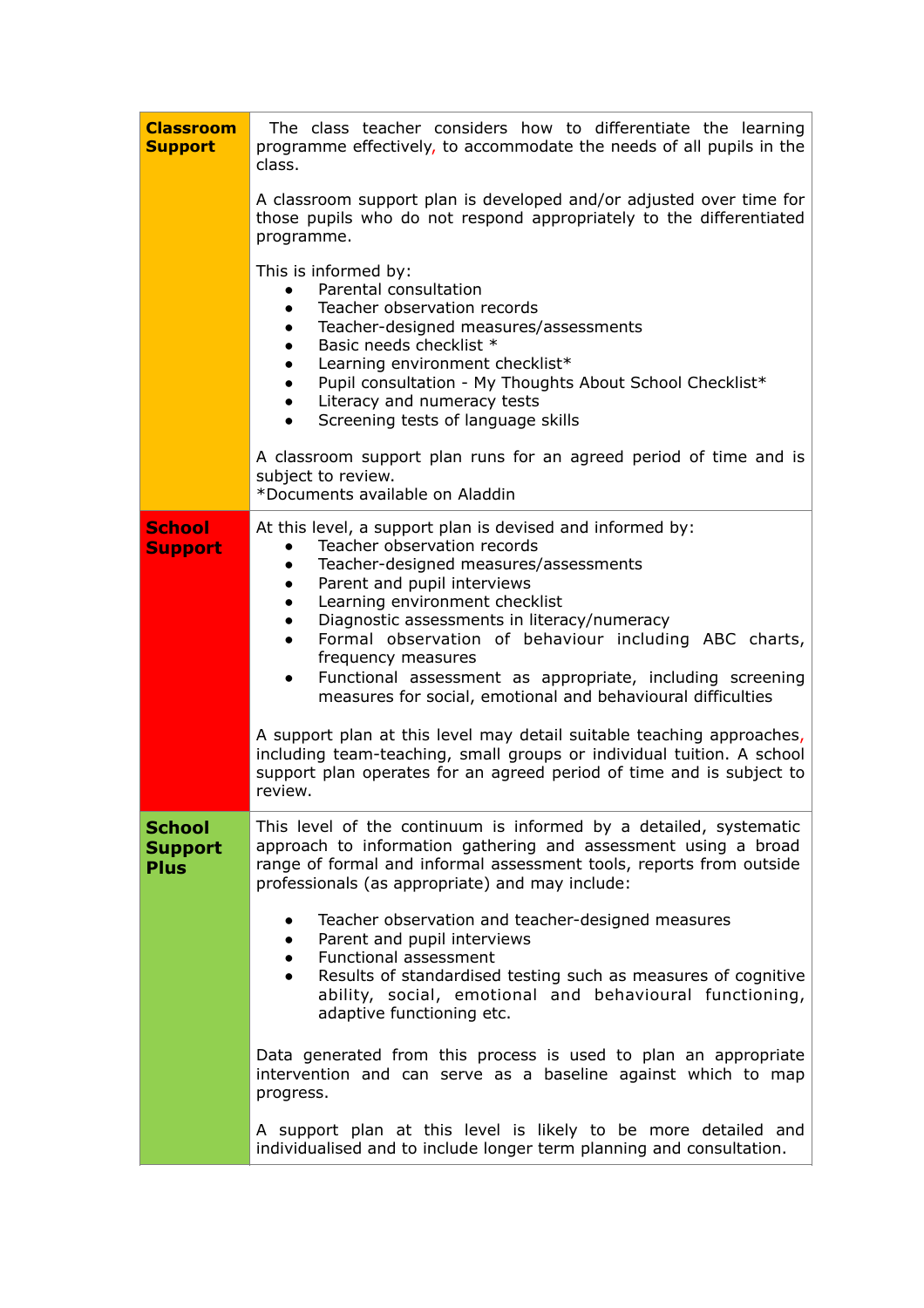| | |
|---|---|
| **Classroom Support** | The class teacher considers how to differentiate the learning programme effectively, to accommodate the needs of all pupils in the class.<br><br>A classroom support plan is developed and/or adjusted over time for those pupils who do not respond appropriately to the differentiated programme.<br><br>This is informed by:<br>• Parental consultation<br>• Teacher observation records<br>• Teacher-designed measures/assessments<br>• Basic needs checklist *<br>• Learning environment checklist*<br>• Pupil consultation - My Thoughts About School Checklist*<br>• Literacy and numeracy tests<br>• Screening tests of language skills<br><br>A classroom support plan runs for an agreed period of time and is subject to review.<br>*Documents available on Aladdin |
| **School Support** | At this level, a support plan is devised and informed by:<br>• Teacher observation records<br>• Teacher-designed measures/assessments<br>• Parent and pupil interviews<br>• Learning environment checklist<br>• Diagnostic assessments in literacy/numeracy<br>• Formal observation of behaviour including ABC charts, frequency measures<br>• Functional assessment as appropriate, including screening measures for social, emotional and behavioural difficulties<br><br>A support plan at this level may detail suitable teaching approaches, including team-teaching, small groups or individual tuition. A school support plan operates for an agreed period of time and is subject to review. |
| **School Support Plus** | This level of the continuum is informed by a detailed, systematic approach to information gathering and assessment using a broad range of formal and informal assessment tools, reports from outside professionals (as appropriate) and may include:<br><br>• Teacher observation and teacher-designed measures<br>• Parent and pupil interviews<br>• Functional assessment<br>• Results of standardised testing such as measures of cognitive ability, social, emotional and behavioural functioning, adaptive functioning etc.<br><br>Data generated from this process is used to plan an appropriate intervention and can serve as a baseline against which to map progress.<br><br>A support plan at this level is likely to be more detailed and individualised and to include longer term planning and consultation. |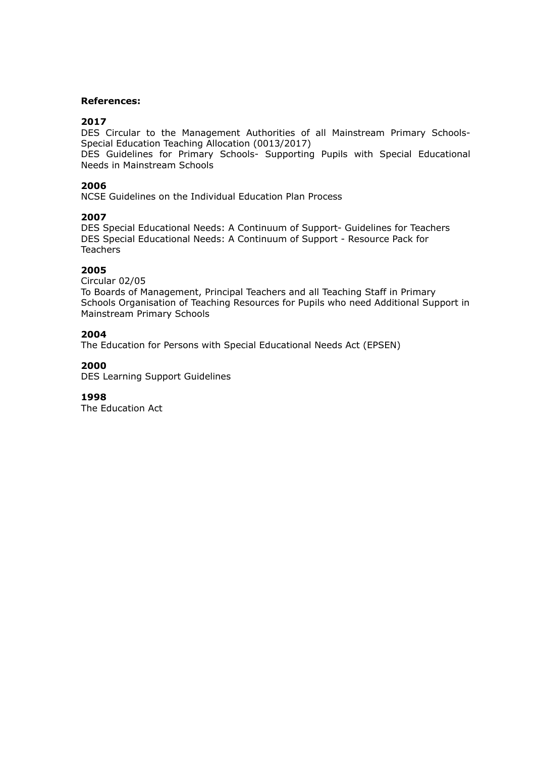**References:**

**2017**

DES Circular to the Management Authorities of all Mainstream Primary Schools- Special Education Teaching Allocation (0013/2017)

DES Guidelines for Primary Schools- Supporting Pupils with Special Educational Needs in Mainstream Schools

**2006**

NCSE Guidelines on the Individual Education Plan Process

**2007**

DES Special Educational Needs: A Continuum of Support- Guidelines for Teachers

DES Special Educational Needs: A Continuum of Support - Resource Pack for Teachers

**2005**

Circular 02/05

To Boards of Management, Principal Teachers and all Teaching Staff in Primary Schools Organisation of Teaching Resources for Pupils who need Additional Support in Mainstream Primary Schools

**2004**

The Education for Persons with Special Educational Needs Act (EPSEN)

**2000**

DES Learning Support Guidelines

**1998**

The Education Act